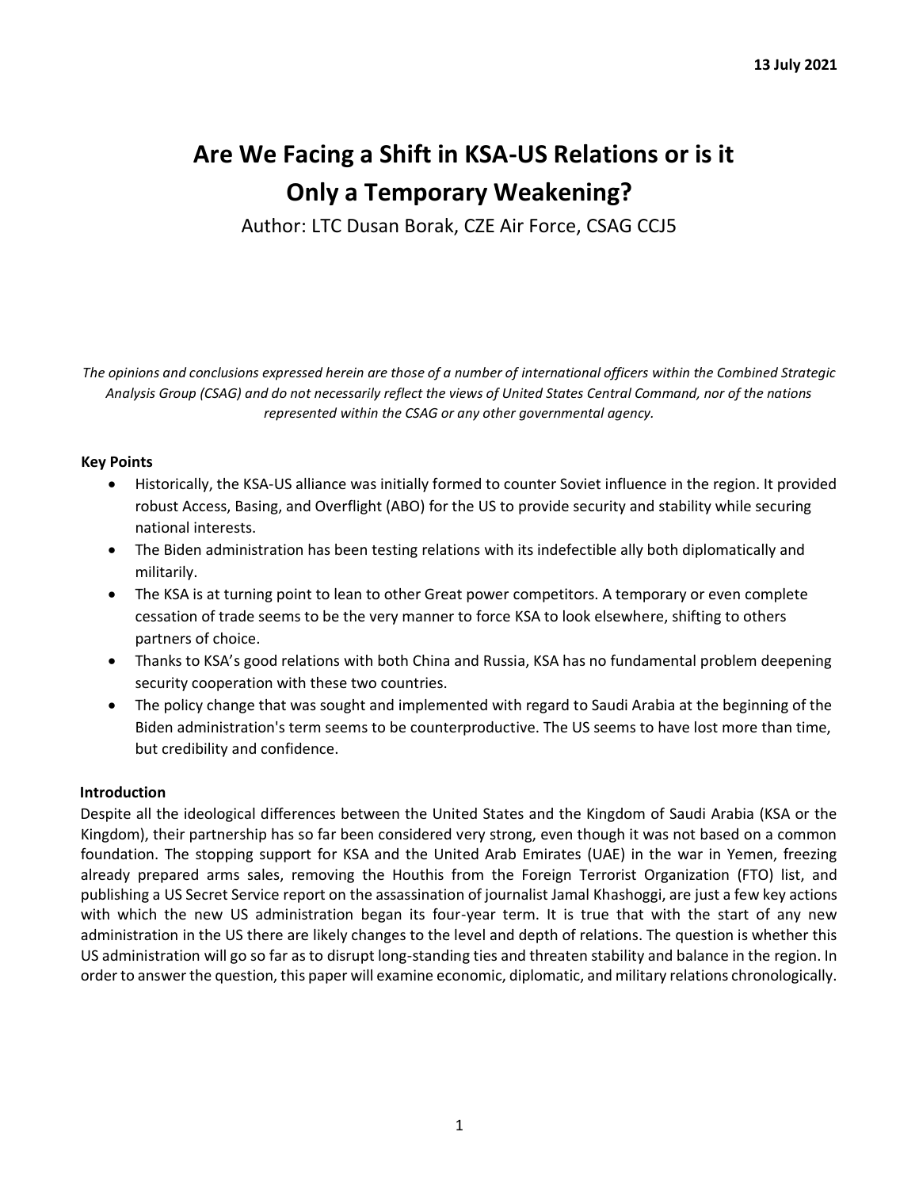**13 July 2021**

# Are We Facing a Shift in KSA-US Relations or is it Only a Temporary Weakening?

Author: LTC Dusan Borak, CZE Air Force, CSAG CCJ5

*The opinions and conclusions expressed herein are those of a number of international officers within the Combined Strategic Analysis Group (CSAG) and do not necessarily reflect the views of United States Central Command, nor of the nations represented within the CSAG or any other governmental agency.*

**Key Points**

- Historically, the KSA-US alliance was initially formed to counter Soviet influence in the region. It provided robust Access, Basing, and Overflight (ABO) for the US to provide security and stability while securing national interests.
- The Biden administration has been testing relations with its indefectible ally both diplomatically and militarily.
- The KSA is at turning point to lean to other Great power competitors. A temporary or even complete cessation of trade seems to be the very manner to force KSA to look elsewhere, shifting to others partners of choice.
- Thanks to KSA's good relations with both China and Russia, KSA has no fundamental problem deepening security cooperation with these two countries.
- The policy change that was sought and implemented with regard to Saudi Arabia at the beginning of the Biden administration's term seems to be counterproductive. The US seems to have lost more than time, but credibility and confidence.

**Introduction**

Despite all the ideological differences between the United States and the Kingdom of Saudi Arabia (KSA or the Kingdom), their partnership has so far been considered very strong, even though it was not based on a common foundation. The stopping support for KSA and the United Arab Emirates (UAE) in the war in Yemen, freezing already prepared arms sales, removing the Houthis from the Foreign Terrorist Organization (FTO) list, and publishing a US Secret Service report on the assassination of journalist Jamal Khashoggi, are just a few key actions with which the new US administration began its four-year term. It is true that with the start of any new administration in the US there are likely changes to the level and depth of relations. The question is whether this US administration will go so far as to disrupt long-standing ties and threaten stability and balance in the region. In order to answer the question, this paper will examine economic, diplomatic, and military relations chronologically.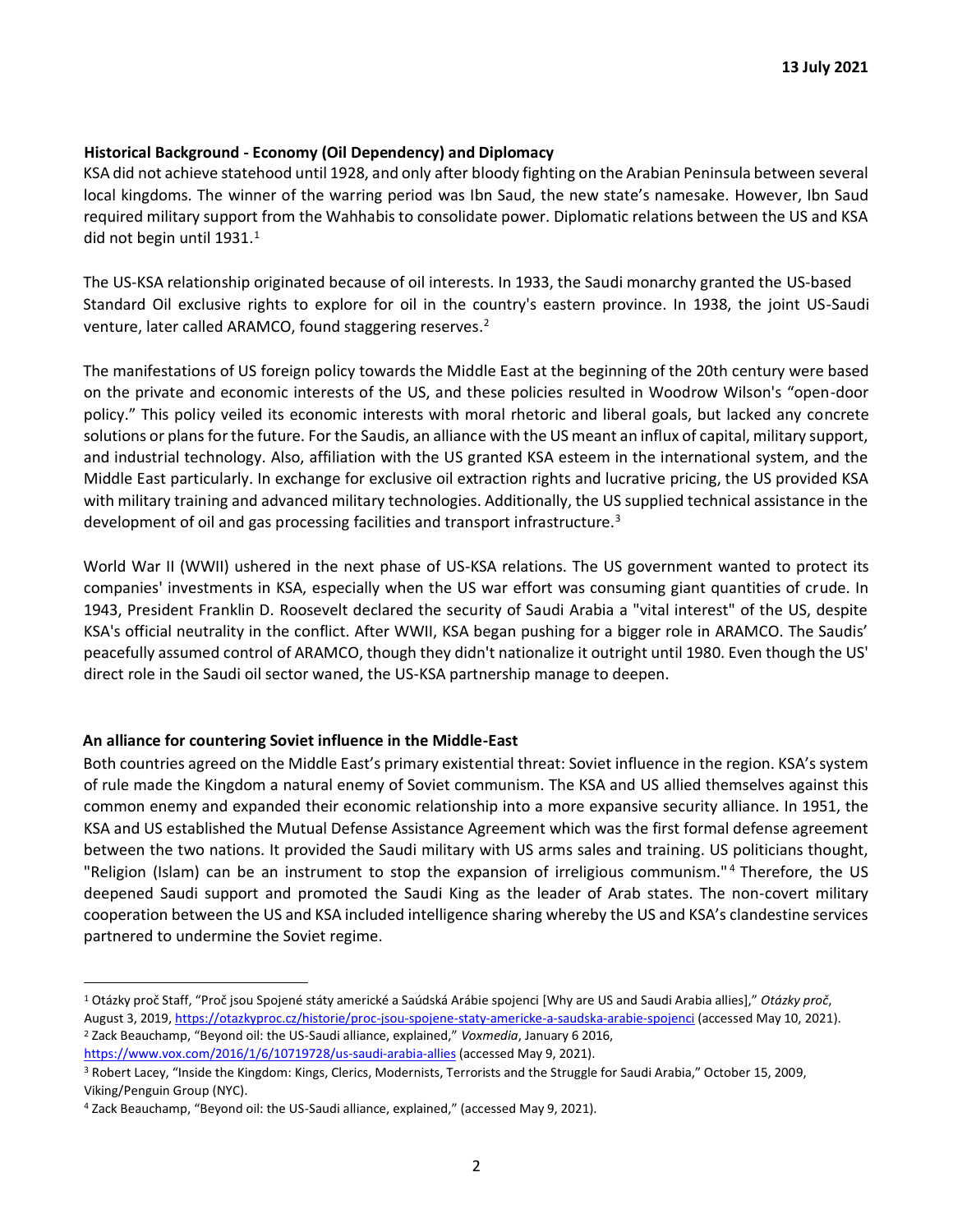13 July 2021

### Historical Background - Economy (Oil Dependency) and Diplomacy

KSA did not achieve statehood until 1928, and only after bloody fighting on the Arabian Peninsula between several local kingdoms. The winner of the warring period was Ibn Saud, the new state's namesake. However, Ibn Saud required military support from the Wahhabis to consolidate power. Diplomatic relations between the US and KSA did not begin until 1931.[1]

The US-KSA relationship originated because of oil interests. In 1933, the Saudi monarchy granted the US-based Standard Oil exclusive rights to explore for oil in the country's eastern province. In 1938, the joint US-Saudi venture, later called ARAMCO, found staggering reserves.[2]

The manifestations of US foreign policy towards the Middle East at the beginning of the 20th century were based on the private and economic interests of the US, and these policies resulted in Woodrow Wilson's "open-door policy." This policy veiled its economic interests with moral rhetoric and liberal goals, but lacked any concrete solutions or plans for the future. For the Saudis, an alliance with the US meant an influx of capital, military support, and industrial technology. Also, affiliation with the US granted KSA esteem in the international system, and the Middle East particularly. In exchange for exclusive oil extraction rights and lucrative pricing, the US provided KSA with military training and advanced military technologies. Additionally, the US supplied technical assistance in the development of oil and gas processing facilities and transport infrastructure.[3]

World War II (WWII) ushered in the next phase of US-KSA relations. The US government wanted to protect its companies' investments in KSA, especially when the US war effort was consuming giant quantities of crude. In 1943, President Franklin D. Roosevelt declared the security of Saudi Arabia a "vital interest" of the US, despite KSA's official neutrality in the conflict. After WWII, KSA began pushing for a bigger role in ARAMCO. The Saudis' peacefully assumed control of ARAMCO, though they didn't nationalize it outright until 1980. Even though the US' direct role in the Saudi oil sector waned, the US-KSA partnership manage to deepen.

### An alliance for countering Soviet influence in the Middle-East

Both countries agreed on the Middle East's primary existential threat: Soviet influence in the region. KSA's system of rule made the Kingdom a natural enemy of Soviet communism. The KSA and US allied themselves against this common enemy and expanded their economic relationship into a more expansive security alliance. In 1951, the KSA and US established the Mutual Defense Assistance Agreement which was the first formal defense agreement between the two nations. It provided the Saudi military with US arms sales and training. US politicians thought, "Religion (Islam) can be an instrument to stop the expansion of irreligious communism."[4] Therefore, the US deepened Saudi support and promoted the Saudi King as the leader of Arab states. The non-covert military cooperation between the US and KSA included intelligence sharing whereby the US and KSA's clandestine services partnered to undermine the Soviet regime.

---

[1] Otázky proč Staff, "Proč jsou Spojené státy americké a Saúdská Arábie spojenci [Why are US and Saudi Arabia allies]," *Otázky proč*, August 3, 2019, https://otazkyproc.cz/historie/proc-jsou-spojene-staty-americke-a-saudska-arabie-spojenci (accessed May 10, 2021).

[2] Zack Beauchamp, "Beyond oil: the US-Saudi alliance, explained," *Voxmedia*, January 6 2016, https://www.vox.com/2016/1/6/10719728/us-saudi-arabia-allies (accessed May 9, 2021).

[3] Robert Lacey, "Inside the Kingdom: Kings, Clerics, Modernists, Terrorists and the Struggle for Saudi Arabia," October 15, 2009, Viking/Penguin Group (NYC).

[4] Zack Beauchamp, "Beyond oil: the US-Saudi alliance, explained," (accessed May 9, 2021).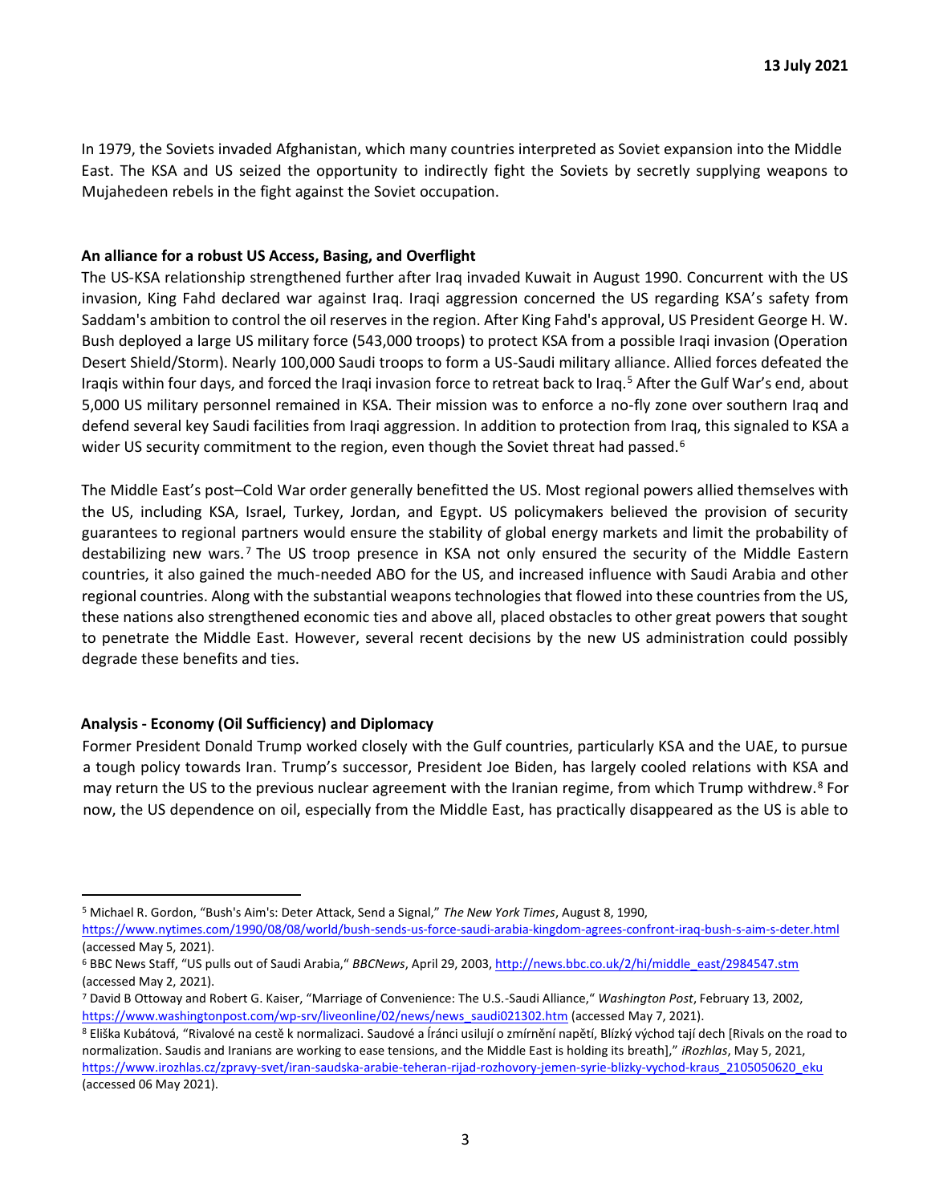In 1979, the Soviets invaded Afghanistan, which many countries interpreted as Soviet expansion into the Middle East. The KSA and US seized the opportunity to indirectly fight the Soviets by secretly supplying weapons to Mujahedeen rebels in the fight against the Soviet occupation.

**An alliance for a robust US Access, Basing, and Overflight**

The US-KSA relationship strengthened further after Iraq invaded Kuwait in August 1990. Concurrent with the US invasion, King Fahd declared war against Iraq. Iraqi aggression concerned the US regarding KSA's safety from Saddam's ambition to control the oil reserves in the region. After King Fahd's approval, US President George H. W. Bush deployed a large US military force (543,000 troops) to protect KSA from a possible Iraqi invasion (Operation Desert Shield/Storm). Nearly 100,000 Saudi troops to form a US-Saudi military alliance. Allied forces defeated the Iraqis within four days, and forced the Iraqi invasion force to retreat back to Iraq.[5] After the Gulf War's end, about 5,000 US military personnel remained in KSA. Their mission was to enforce a no-fly zone over southern Iraq and defend several key Saudi facilities from Iraqi aggression. In addition to protection from Iraq, this signaled to KSA a wider US security commitment to the region, even though the Soviet threat had passed.[6]

The Middle East's post–Cold War order generally benefitted the US. Most regional powers allied themselves with the US, including KSA, Israel, Turkey, Jordan, and Egypt. US policymakers believed the provision of security guarantees to regional partners would ensure the stability of global energy markets and limit the probability of destabilizing new wars.[7] The US troop presence in KSA not only ensured the security of the Middle Eastern countries, it also gained the much-needed ABO for the US, and increased influence with Saudi Arabia and other regional countries. Along with the substantial weapons technologies that flowed into these countries from the US, these nations also strengthened economic ties and above all, placed obstacles to other great powers that sought to penetrate the Middle East. However, several recent decisions by the new US administration could possibly degrade these benefits and ties.

**Analysis - Economy (Oil Sufficiency) and Diplomacy**

Former President Donald Trump worked closely with the Gulf countries, particularly KSA and the UAE, to pursue a tough policy towards Iran. Trump's successor, President Joe Biden, has largely cooled relations with KSA and may return the US to the previous nuclear agreement with the Iranian regime, from which Trump withdrew.[8] For now, the US dependence on oil, especially from the Middle East, has practically disappeared as the US is able to

---

[5] Michael R. Gordon, "Bush's Aim's: Deter Attack, Send a Signal," *The New York Times*, August 8, 1990, https://www.nytimes.com/1990/08/08/world/bush-sends-us-force-saudi-arabia-kingdom-agrees-confront-iraq-bush-s-aim-s-deter.html (accessed May 5, 2021).

[6] BBC News Staff, "US pulls out of Saudi Arabia," *BBCNews*, April 29, 2003, http://news.bbc.co.uk/2/hi/middle_east/2984547.stm (accessed May 2, 2021).

[7] David B Ottoway and Robert G. Kaiser, "Marriage of Convenience: The U.S.-Saudi Alliance," *Washington Post*, February 13, 2002, https://www.washingtonpost.com/wp-srv/liveonline/02/news/news_saudi021302.htm (accessed May 7, 2021).

[8] Eliška Kubátová, "Rivalové na cestě k normalizaci. Saudové a Íránci usilují o zmírnění napětí, Blízký východ tají dech [Rivals on the road to normalization. Saudis and Iranians are working to ease tensions, and the Middle East is holding its breath]," *iRozhlas*, May 5, 2021, https://www.irozhlas.cz/zpravy-svet/iran-saudska-arabie-teheran-rijad-rozhovory-jemen-syrie-blizky-vychod-kraus_2105050620_eku (accessed 06 May 2021).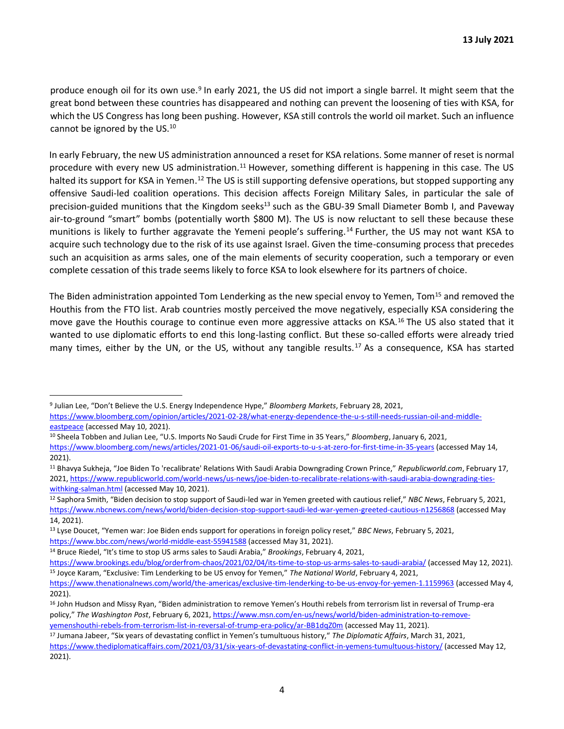produce enough oil for its own use.[9] In early 2021, the US did not import a single barrel. It might seem that the great bond between these countries has disappeared and nothing can prevent the loosening of ties with KSA, for which the US Congress has long been pushing. However, KSA still controls the world oil market. Such an influence cannot be ignored by the US.[10]

In early February, the new US administration announced a reset for KSA relations. Some manner of reset is normal procedure with every new US administration.[11] However, something different is happening in this case. The US halted its support for KSA in Yemen.[12] The US is still supporting defensive operations, but stopped supporting any offensive Saudi-led coalition operations. This decision affects Foreign Military Sales, in particular the sale of precision-guided munitions that the Kingdom seeks[13] such as the GBU-39 Small Diameter Bomb I, and Paveway air-to-ground "smart" bombs (potentially worth $800 M). The US is now reluctant to sell these because these munitions is likely to further aggravate the Yemeni people's suffering.[14] Further, the US may not want KSA to acquire such technology due to the risk of its use against Israel. Given the time-consuming process that precedes such an acquisition as arms sales, one of the main elements of security cooperation, such a temporary or even complete cessation of this trade seems likely to force KSA to look elsewhere for its partners of choice.

The Biden administration appointed Tom Lenderking as the new special envoy to Yemen, Tom[15] and removed the Houthis from the FTO list. Arab countries mostly perceived the move negatively, especially KSA considering the move gave the Houthis courage to continue even more aggressive attacks on KSA.[16] The US also stated that it wanted to use diplomatic efforts to end this long-lasting conflict. But these so-called efforts were already tried many times, either by the UN, or the US, without any tangible results.[17] As a consequence, KSA has started

---

[9] Julian Lee, "Don't Believe the U.S. Energy Independence Hype," *Bloomberg Markets*, February 28, 2021, https://www.bloomberg.com/opinion/articles/2021-02-28/what-energy-dependence-the-u-s-still-needs-russian-oil-and-middle-eastpeace (accessed May 10, 2021).

[10] Sheela Tobben and Julian Lee, "U.S. Imports No Saudi Crude for First Time in 35 Years," *Bloomberg*, January 6, 2021, https://www.bloomberg.com/news/articles/2021-01-06/saudi-oil-exports-to-u-s-at-zero-for-first-time-in-35-years (accessed May 14, 2021).

[11] Bhavya Sukheja, "Joe Biden To 'recalibrate' Relations With Saudi Arabia Downgrading Crown Prince," *Republicworld.com*, February 17, 2021, https://www.republicworld.com/world-news/us-news/joe-biden-to-recalibrate-relations-with-saudi-arabia-downgrading-ties-withking-salman.html (accessed May 10, 2021).

[12] Saphora Smith, "Biden decision to stop support of Saudi-led war in Yemen greeted with cautious relief," *NBC News*, February 5, 2021, https://www.nbcnews.com/news/world/biden-decision-stop-support-saudi-led-war-yemen-greeted-cautious-n1256868 (accessed May 14, 2021).

[13] Lyse Doucet, "Yemen war: Joe Biden ends support for operations in foreign policy reset," *BBC News*, February 5, 2021, https://www.bbc.com/news/world-middle-east-55941588 (accessed May 31, 2021).

[14] Bruce Riedel, "It's time to stop US arms sales to Saudi Arabia," *Brookings*, February 4, 2021, https://www.brookings.edu/blog/orderfrom-chaos/2021/02/04/its-time-to-stop-us-arms-sales-to-saudi-arabia/ (accessed May 12, 2021).

[15] Joyce Karam, "Exclusive: Tim Lenderking to be US envoy for Yemen," *The National World*, February 4, 2021, https://www.thenationalnews.com/world/the-americas/exclusive-tim-lenderking-to-be-us-envoy-for-yemen-1.1159963 (accessed May 4, 2021).

[16] John Hudson and Missy Ryan, "Biden administration to remove Yemen's Houthi rebels from terrorism list in reversal of Trump-era policy," *The Washington Post*, February 6, 2021, https://www.msn.com/en-us/news/world/biden-administration-to-remove-yemenshouthi-rebels-from-terrorism-list-in-reversal-of-trump-era-policy/ar-BB1dqZ0m (accessed May 11, 2021).

[17] Jumana Jabeer, "Six years of devastating conflict in Yemen's tumultuous history," *The Diplomatic Affairs*, March 31, 2021, https://www.thediplomaticaffairs.com/2021/03/31/six-years-of-devastating-conflict-in-yemens-tumultuous-history/ (accessed May 12, 2021).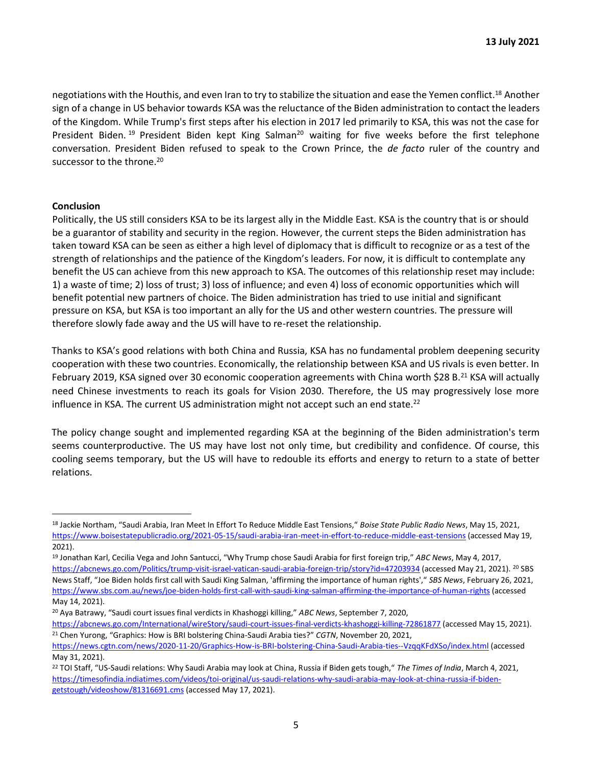negotiations with the Houthis, and even Iran to try to stabilize the situation and ease the Yemen conflict.[18] Another sign of a change in US behavior towards KSA was the reluctance of the Biden administration to contact the leaders of the Kingdom. While Trump's first steps after his election in 2017 led primarily to KSA, this was not the case for President Biden.[19] President Biden kept King Salman[20] waiting for five weeks before the first telephone conversation. President Biden refused to speak to the Crown Prince, the *de facto* ruler of the country and successor to the throne.[20]

**Conclusion**

Politically, the US still considers KSA to be its largest ally in the Middle East. KSA is the country that is or should be a guarantor of stability and security in the region. However, the current steps the Biden administration has taken toward KSA can be seen as either a high level of diplomacy that is difficult to recognize or as a test of the strength of relationships and the patience of the Kingdom's leaders. For now, it is difficult to contemplate any benefit the US can achieve from this new approach to KSA. The outcomes of this relationship reset may include: 1) a waste of time; 2) loss of trust; 3) loss of influence; and even 4) loss of economic opportunities which will benefit potential new partners of choice. The Biden administration has tried to use initial and significant pressure on KSA, but KSA is too important an ally for the US and other western countries. The pressure will therefore slowly fade away and the US will have to re-reset the relationship.

Thanks to KSA's good relations with both China and Russia, KSA has no fundamental problem deepening security cooperation with these two countries. Economically, the relationship between KSA and US rivals is even better. In February 2019, KSA signed over 30 economic cooperation agreements with China worth $28 B.[21] KSA will actually need Chinese investments to reach its goals for Vision 2030. Therefore, the US may progressively lose more influence in KSA. The current US administration might not accept such an end state.[22]

The policy change sought and implemented regarding KSA at the beginning of the Biden administration's term seems counterproductive. The US may have lost not only time, but credibility and confidence. Of course, this cooling seems temporary, but the US will have to redouble its efforts and energy to return to a state of better relations.

---

[18] Jackie Northam, "Saudi Arabia, Iran Meet In Effort To Reduce Middle East Tensions," *Boise State Public Radio News*, May 15, 2021, https://www.boisestatepublicradio.org/2021-05-15/saudi-arabia-iran-meet-in-effort-to-reduce-middle-east-tensions (accessed May 19, 2021).

[19] Jonathan Karl, Cecilia Vega and John Santucci, "Why Trump chose Saudi Arabia for first foreign trip," *ABC News*, May 4, 2017, https://abcnews.go.com/Politics/trump-visit-israel-vatican-saudi-arabia-foreign-trip/story?id=47203934 (accessed May 21, 2021). [20] SBS News Staff, "Joe Biden holds first call with Saudi King Salman, 'affirming the importance of human rights'," *SBS News*, February 26, 2021, https://www.sbs.com.au/news/joe-biden-holds-first-call-with-saudi-king-salman-affirming-the-importance-of-human-rights (accessed May 14, 2021).

[20] Aya Batrawy, "Saudi court issues final verdicts in Khashoggi killing," *ABC News*, September 7, 2020, https://abcnews.go.com/International/wireStory/saudi-court-issues-final-verdicts-khashoggi-killing-72861877 (accessed May 15, 2021).

[21] Chen Yurong, "Graphics: How is BRI bolstering China-Saudi Arabia ties?" *CGTN*, November 20, 2021, https://news.cgtn.com/news/2020-11-20/Graphics-How-is-BRI-bolstering-China-Saudi-Arabia-ties--VzqqKFdXSo/index.html (accessed May 31, 2021).

[22] TOI Staff, "US-Saudi relations: Why Saudi Arabia may look at China, Russia if Biden gets tough," *The Times of India*, March 4, 2021, https://timesofindia.indiatimes.com/videos/toi-original/us-saudi-relations-why-saudi-arabia-may-look-at-china-russia-if-biden-getstough/videoshow/81316691.cms (accessed May 17, 2021).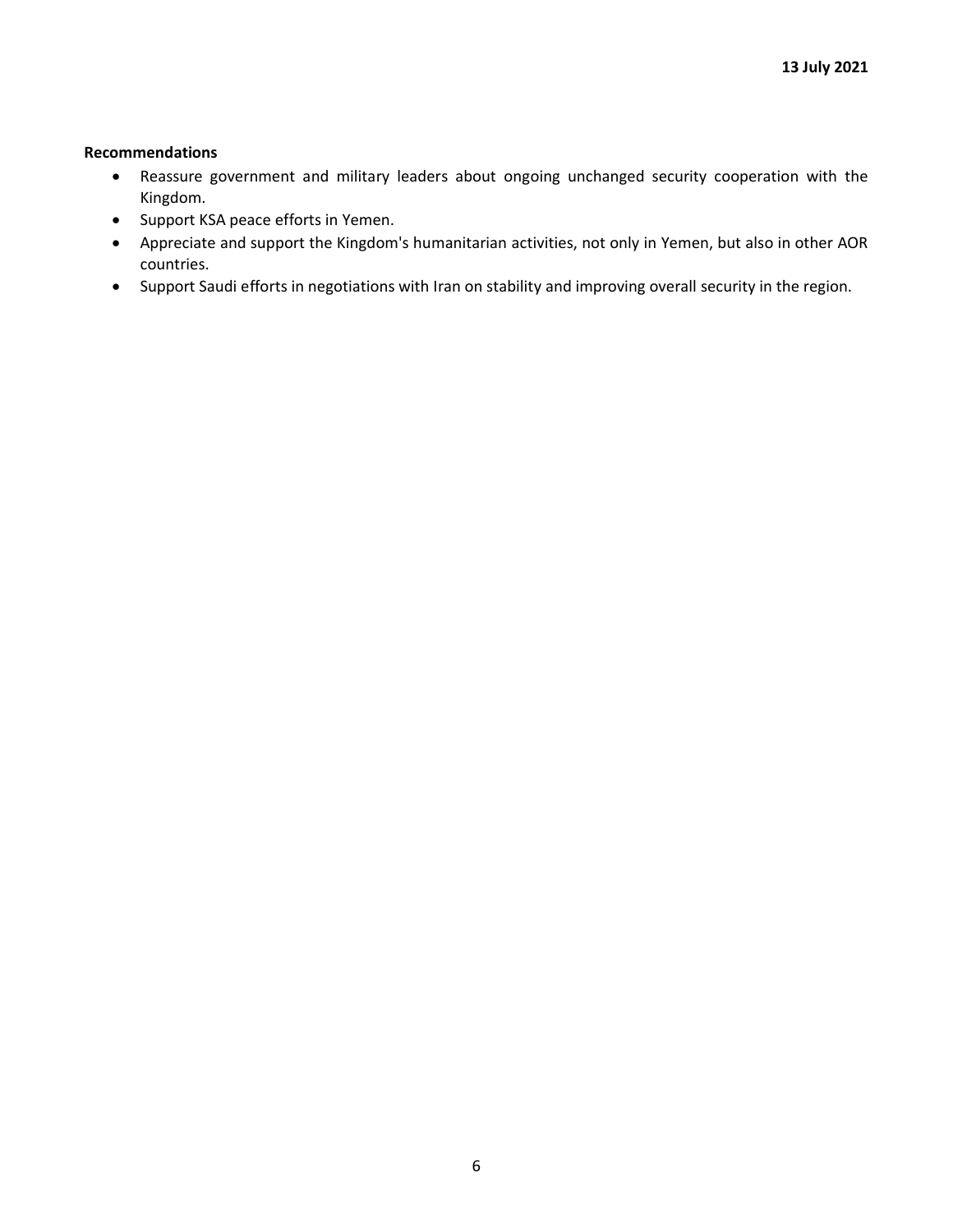**13 July 2021**

**Recommendations**

- Reassure government and military leaders about ongoing unchanged security cooperation with the Kingdom.
- Support KSA peace efforts in Yemen.
- Appreciate and support the Kingdom's humanitarian activities, not only in Yemen, but also in other AOR countries.
- Support Saudi efforts in negotiations with Iran on stability and improving overall security in the region.